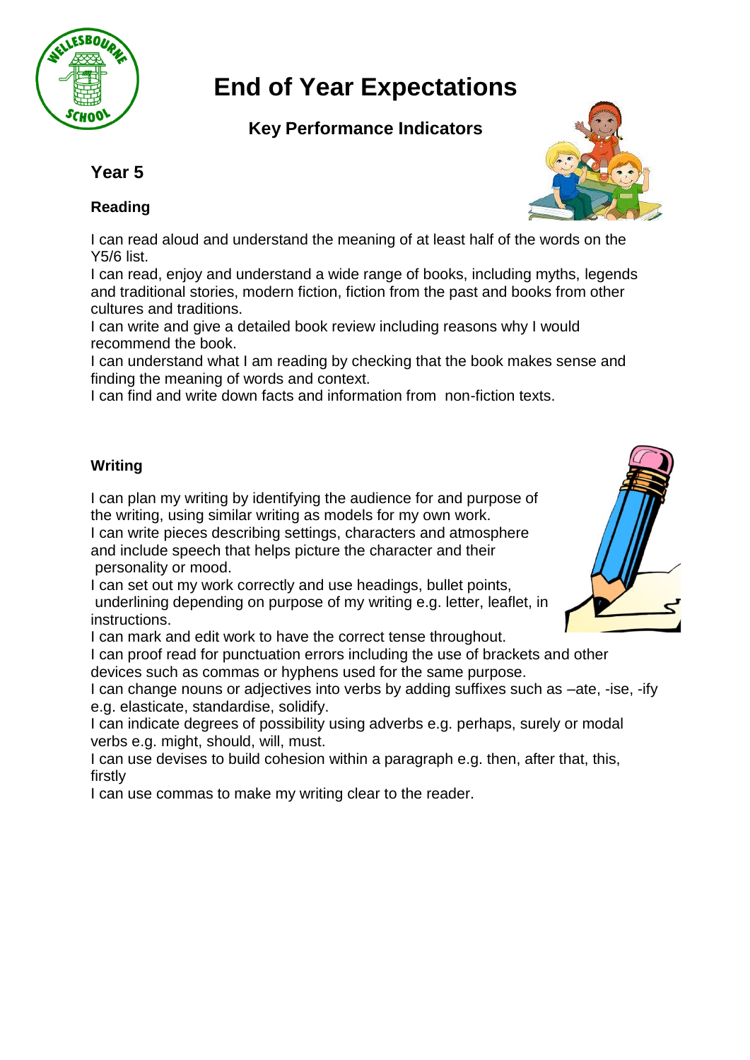# End of Year Expectations

## Key Performance Indicators

## Year 5

### Reading

I can read aloud and understand the meaning of at least half of the words on the Y5/6 list.
I can read, enjoy and understand a wide range of books, including myths, legends and traditional stories, modern fiction, fiction from the past and books from other cultures and traditions.
I can write and give a detailed book review including reasons why I would recommend the book.
I can understand what I am reading by checking that the book makes sense and finding the meaning of words and context.
I can find and write down facts and information from non-fiction texts.

### Writing

I can plan my writing by identifying the audience for and purpose of the writing, using similar writing as models for my own work.
I can write pieces describing settings, characters and atmosphere and include speech that helps picture the character and their personality or mood.
I can set out my work correctly and use headings, bullet points, underlining depending on purpose of my writing e.g. letter, leaflet, in instructions.
I can mark and edit work to have the correct tense throughout.
I can proof read for punctuation errors including the use of brackets and other devices such as commas or hyphens used for the same purpose.
I can change nouns or adjectives into verbs by adding suffixes such as –ate, -ise, -ify e.g. elasticate, standardise, solidify.
I can indicate degrees of possibility using adverbs e.g. perhaps, surely or modal verbs e.g. might, should, will, must.
I can use devises to build cohesion within a paragraph e.g. then, after that, this, firstly
I can use commas to make my writing clear to the reader.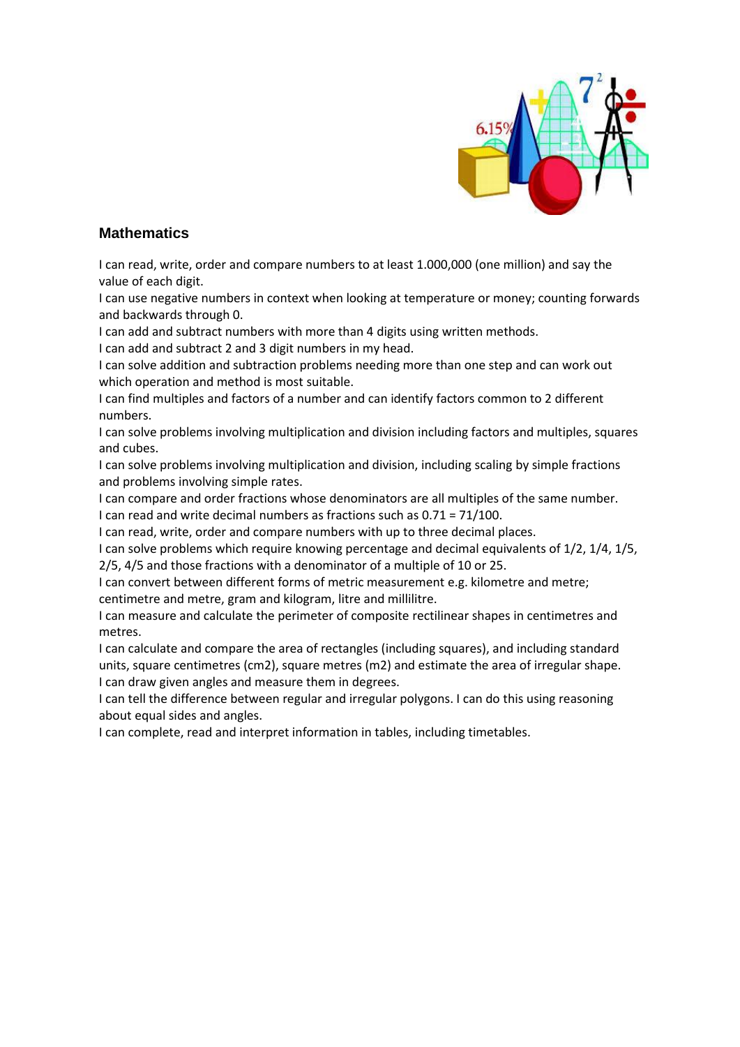## Mathematics

I can read, write, order and compare numbers to at least 1.000,000 (one million) and say the value of each digit.
I can use negative numbers in context when looking at temperature or money; counting forwards and backwards through 0.
I can add and subtract numbers with more than 4 digits using written methods.
I can add and subtract 2 and 3 digit numbers in my head.
I can solve addition and subtraction problems needing more than one step and can work out which operation and method is most suitable.
I can find multiples and factors of a number and can identify factors common to 2 different numbers.
I can solve problems involving multiplication and division including factors and multiples, squares and cubes.
I can solve problems involving multiplication and division, including scaling by simple fractions and problems involving simple rates.
I can compare and order fractions whose denominators are all multiples of the same number.
I can read and write decimal numbers as fractions such as 0.71 = 71/100.
I can read, write, order and compare numbers with up to three decimal places.
I can solve problems which require knowing percentage and decimal equivalents of 1/2, 1/4, 1/5, 2/5, 4/5 and those fractions with a denominator of a multiple of 10 or 25.
I can convert between different forms of metric measurement e.g. kilometre and metre; centimetre and metre, gram and kilogram, litre and millilitre.
I can measure and calculate the perimeter of composite rectilinear shapes in centimetres and metres.
I can calculate and compare the area of rectangles (including squares), and including standard units, square centimetres (cm2), square metres (m2) and estimate the area of irregular shape.
I can draw given angles and measure them in degrees.
I can tell the difference between regular and irregular polygons. I can do this using reasoning about equal sides and angles.
I can complete, read and interpret information in tables, including timetables.